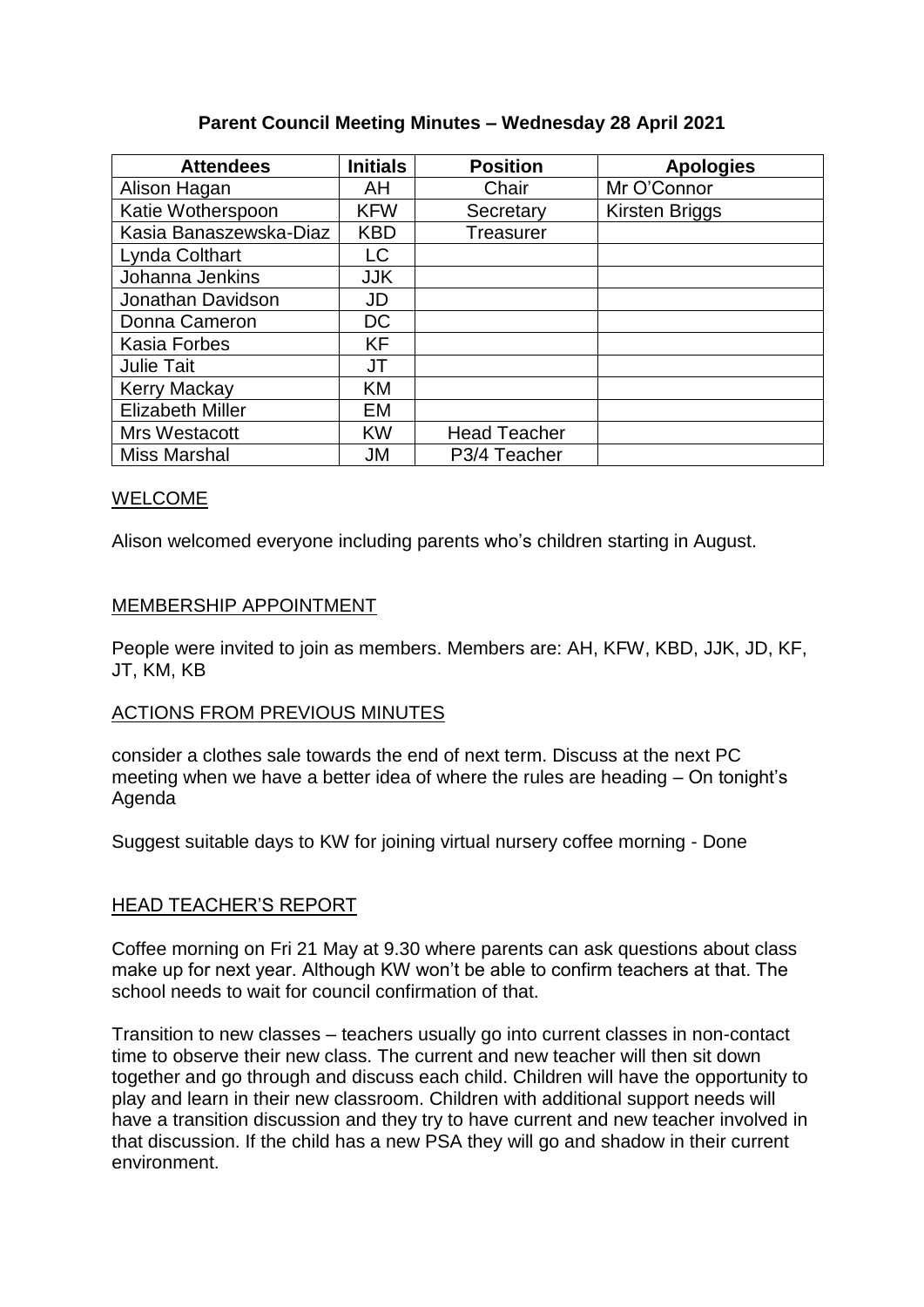# Parent Council Meeting Minutes – Wednesday 28 April 2021

| Attendees | Initials | Position | Apologies |
| --- | --- | --- | --- |
| Alison Hagan | AH | Chair | Mr O'Connor |
| Katie Wotherspoon | KFW | Secretary | Kirsten Briggs |
| Kasia Banaszewska-Diaz | KBD | Treasurer | |
| Lynda Colthart | LC | | |
| Johanna Jenkins | JJK | | |
| Jonathan Davidson | JD | | |
| Donna Cameron | DC | | |
| Kasia Forbes | KF | | |
| Julie Tait | JT | | |
| Kerry Mackay | KM | | |
| Elizabeth Miller | EM | | |
| Mrs Westacott | KW | Head Teacher | |
| Miss Marshal | JM | P3/4 Teacher | |

## WELCOME

Alison welcomed everyone including parents who's children starting in August.

## MEMBERSHIP APPOINTMENT

People were invited to join as members. Members are: AH, KFW, KBD, JJK, JD, KF, JT, KM, KB

## ACTIONS FROM PREVIOUS MINUTES

consider a clothes sale towards the end of next term. Discuss at the next PC meeting when we have a better idea of where the rules are heading – On tonight's Agenda

Suggest suitable days to KW for joining virtual nursery coffee morning - Done

## HEAD TEACHER'S REPORT

Coffee morning on Fri 21 May at 9.30 where parents can ask questions about class make up for next year. Although KW won't be able to confirm teachers at that. The school needs to wait for council confirmation of that.

Transition to new classes – teachers usually go into current classes in non-contact time to observe their new class. The current and new teacher will then sit down together and go through and discuss each child. Children will have the opportunity to play and learn in their new classroom. Children with additional support needs will have a transition discussion and they try to have current and new teacher involved in that discussion. If the child has a new PSA they will go and shadow in their current environment.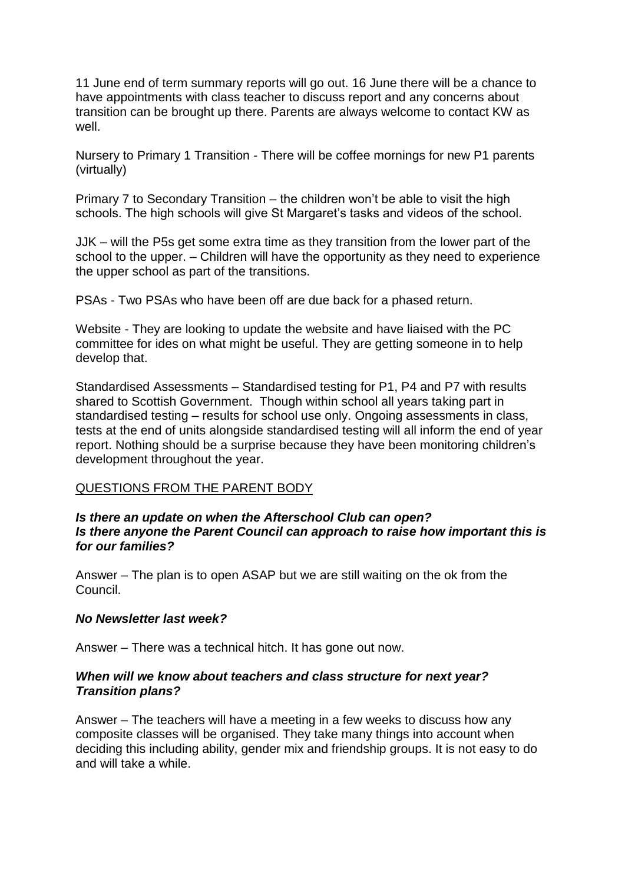11 June end of term summary reports will go out. 16 June there will be a chance to have appointments with class teacher to discuss report and any concerns about transition can be brought up there. Parents are always welcome to contact KW as well.

Nursery to Primary 1 Transition - There will be coffee mornings for new P1 parents (virtually)

Primary 7 to Secondary Transition – the children won't be able to visit the high schools. The high schools will give St Margaret's tasks and videos of the school.

JJK – will the P5s get some extra time as they transition from the lower part of the school to the upper. – Children will have the opportunity as they need to experience the upper school as part of the transitions.

PSAs - Two PSAs who have been off are due back for a phased return.

Website - They are looking to update the website and have liaised with the PC committee for ides on what might be useful. They are getting someone in to help develop that.

Standardised Assessments – Standardised testing for P1, P4 and P7 with results shared to Scottish Government. Though within school all years taking part in standardised testing – results for school use only. Ongoing assessments in class, tests at the end of units alongside standardised testing will all inform the end of year report. Nothing should be a surprise because they have been monitoring children's development throughout the year.

<u>QUESTIONS FROM THE PARENT BODY</u>

***Is there an update on when the Afterschool Club can open?***
***Is there anyone the Parent Council can approach to raise how important this is for our families?***

Answer – The plan is to open ASAP but we are still waiting on the ok from the Council.

***No Newsletter last week?***

Answer – There was a technical hitch. It has gone out now.

***When will we know about teachers and class structure for next year? Transition plans?***

Answer – The teachers will have a meeting in a few weeks to discuss how any composite classes will be organised. They take many things into account when deciding this including ability, gender mix and friendship groups. It is not easy to do and will take a while.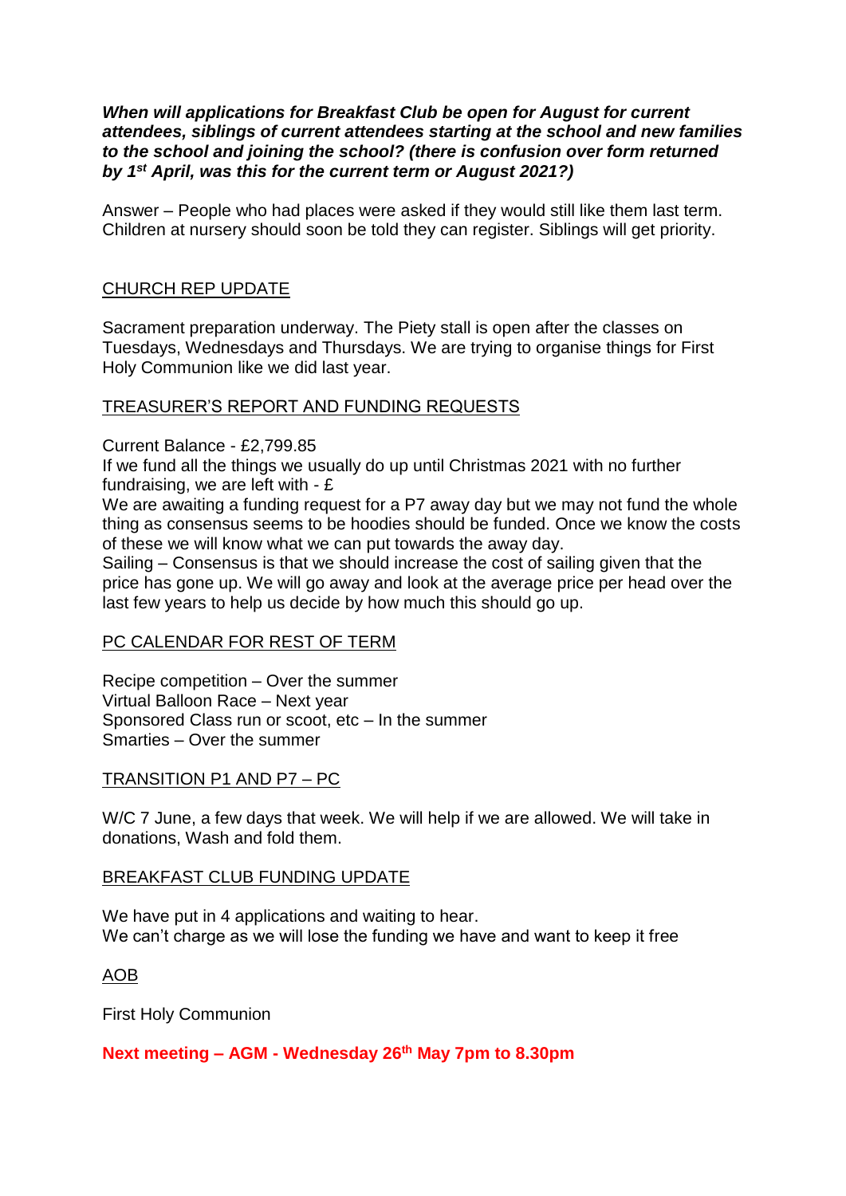***When will applications for Breakfast Club be open for August for current attendees, siblings of current attendees starting at the school and new families to the school and joining the school? (there is confusion over form returned by 1st April, was this for the current term or August 2021?)***

Answer – People who had places were asked if they would still like them last term. Children at nursery should soon be told they can register. Siblings will get priority.

## CHURCH REP UPDATE

Sacrament preparation underway. The Piety stall is open after the classes on Tuesdays, Wednesdays and Thursdays. We are trying to organise things for First Holy Communion like we did last year.

## TREASURER'S REPORT AND FUNDING REQUESTS

Current Balance - £2,799.85
If we fund all the things we usually do up until Christmas 2021 with no further fundraising, we are left with - £
We are awaiting a funding request for a P7 away day but we may not fund the whole thing as consensus seems to be hoodies should be funded. Once we know the costs of these we will know what we can put towards the away day.
Sailing – Consensus is that we should increase the cost of sailing given that the price has gone up. We will go away and look at the average price per head over the last few years to help us decide by how much this should go up.

## PC CALENDAR FOR REST OF TERM

Recipe competition – Over the summer
Virtual Balloon Race – Next year
Sponsored Class run or scoot, etc – In the summer
Smarties – Over the summer

## TRANSITION P1 AND P7 – PC

W/C 7 June, a few days that week. We will help if we are allowed. We will take in donations, Wash and fold them.

## BREAKFAST CLUB FUNDING UPDATE

We have put in 4 applications and waiting to hear.
We can't charge as we will lose the funding we have and want to keep it free

## AOB

First Holy Communion

**Next meeting – AGM - Wednesday 26th May 7pm to 8.30pm**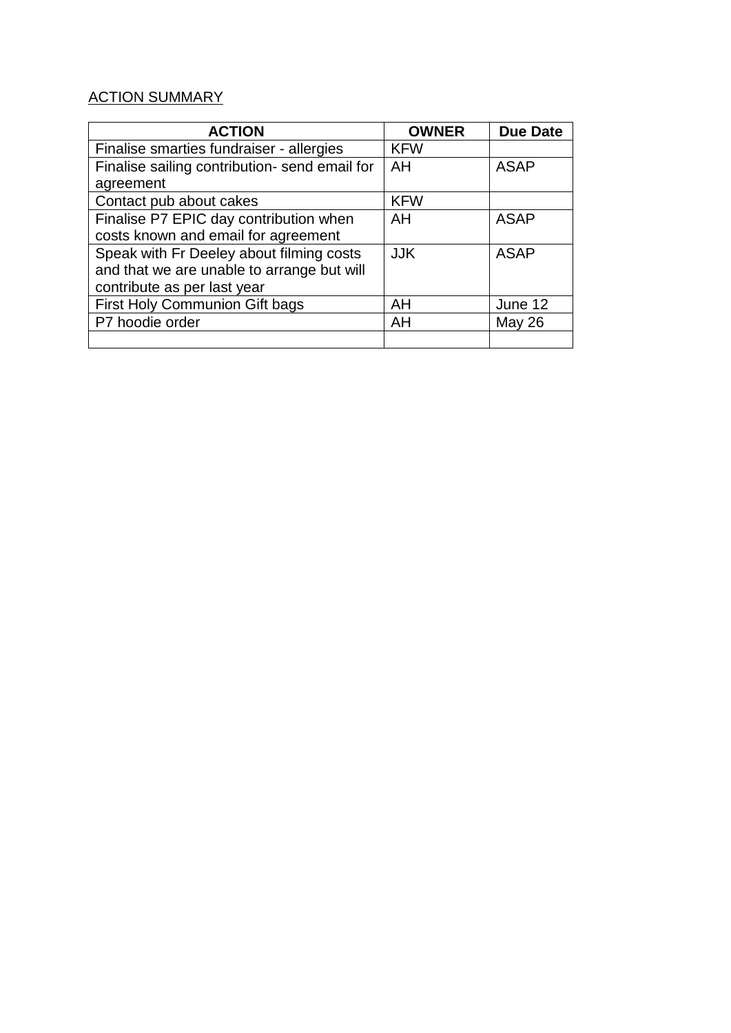<u>ACTION SUMMARY</u>

| ACTION | OWNER | Due Date |
|---|---|---|
| Finalise smarties fundraiser - allergies | KFW | |
| Finalise sailing contribution- send email for agreement | AH | ASAP |
| Contact pub about cakes | KFW | |
| Finalise P7 EPIC day contribution when costs known and email for agreement | AH | ASAP |
| Speak with Fr Deeley about filming costs and that we are unable to arrange but will contribute as per last year | JJK | ASAP |
| First Holy Communion Gift bags | AH | June 12 |
| P7 hoodie order | AH | May 26 |
| | | |